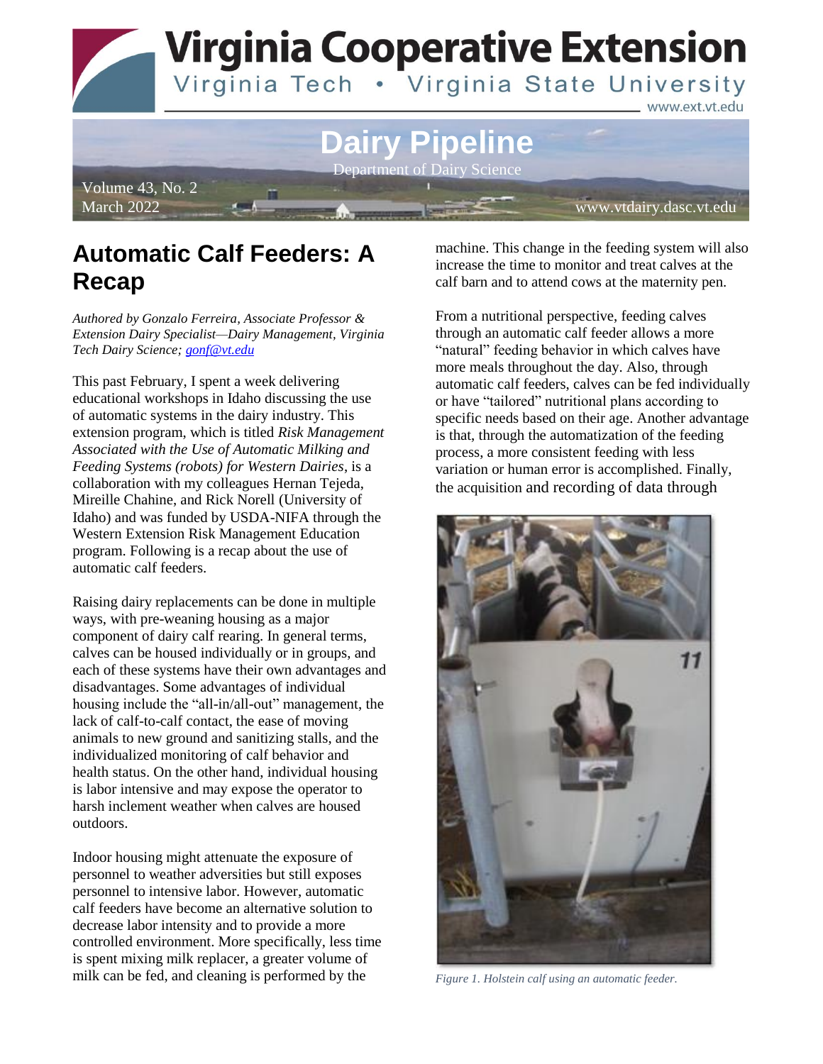# Virginia Cooperative Extension

Virginia Tech • Virginia State University

www.ext.vt.edu

# Dairy Pipeline

Department of Dairy Science

Volume 43, No. 2
March 2022

www.vtdairy.dasc.vt.edu

## Automatic Calf Feeders: A Recap

*Authored by Gonzalo Ferreira, Associate Professor & Extension Dairy Specialist—Dairy Management, Virginia Tech Dairy Science; gonf@vt.edu*

This past February, I spent a week delivering educational workshops in Idaho discussing the use of automatic systems in the dairy industry. This extension program, which is titled *Risk Management Associated with the Use of Automatic Milking and Feeding Systems (robots) for Western Dairies*, is a collaboration with my colleagues Hernan Tejeda, Mireille Chahine, and Rick Norell (University of Idaho) and was funded by USDA-NIFA through the Western Extension Risk Management Education program. Following is a recap about the use of automatic calf feeders.

Raising dairy replacements can be done in multiple ways, with pre-weaning housing as a major component of dairy calf rearing. In general terms, calves can be housed individually or in groups, and each of these systems have their own advantages and disadvantages. Some advantages of individual housing include the "all-in/all-out" management, the lack of calf-to-calf contact, the ease of moving animals to new ground and sanitizing stalls, and the individualized monitoring of calf behavior and health status. On the other hand, individual housing is labor intensive and may expose the operator to harsh inclement weather when calves are housed outdoors.

Indoor housing might attenuate the exposure of personnel to weather adversities but still exposes personnel to intensive labor. However, automatic calf feeders have become an alternative solution to decrease labor intensity and to provide a more controlled environment. More specifically, less time is spent mixing milk replacer, a greater volume of milk can be fed, and cleaning is performed by the machine. This change in the feeding system will also increase the time to monitor and treat calves at the calf barn and to attend cows at the maternity pen.

From a nutritional perspective, feeding calves through an automatic calf feeder allows a more "natural" feeding behavior in which calves have more meals throughout the day. Also, through automatic calf feeders, calves can be fed individually or have "tailored" nutritional plans according to specific needs based on their age. Another advantage is that, through the automatization of the feeding process, a more consistent feeding with less variation or human error is accomplished. Finally, the acquisition and recording of data through

*Figure 1. Holstein calf using an automatic feeder.*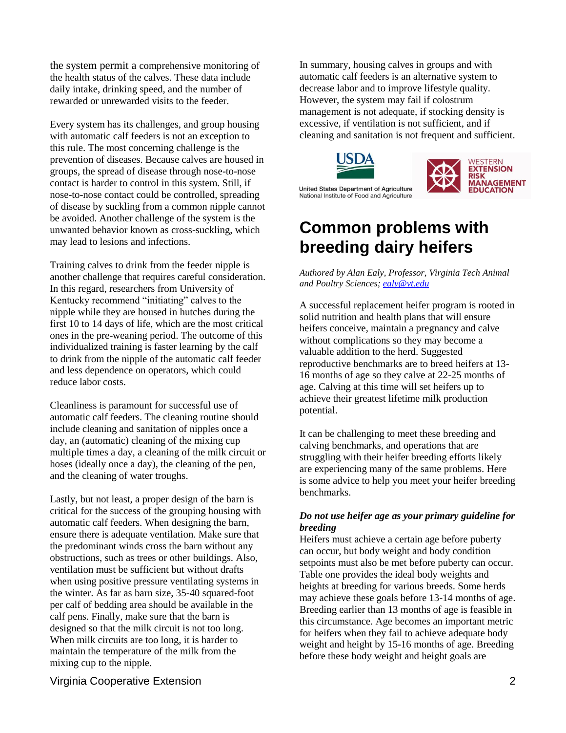the system permit a comprehensive monitoring of the health status of the calves. These data include daily intake, drinking speed, and the number of rewarded or unrewarded visits to the feeder.

Every system has its challenges, and group housing with automatic calf feeders is not an exception to this rule. The most concerning challenge is the prevention of diseases. Because calves are housed in groups, the spread of disease through nose-to-nose contact is harder to control in this system. Still, if nose-to-nose contact could be controlled, spreading of disease by suckling from a common nipple cannot be avoided. Another challenge of the system is the unwanted behavior known as cross-suckling, which may lead to lesions and infections.

Training calves to drink from the feeder nipple is another challenge that requires careful consideration. In this regard, researchers from University of Kentucky recommend "initiating" calves to the nipple while they are housed in hutches during the first 10 to 14 days of life, which are the most critical ones in the pre-weaning period. The outcome of this individualized training is faster learning by the calf to drink from the nipple of the automatic calf feeder and less dependence on operators, which could reduce labor costs.

Cleanliness is paramount for successful use of automatic calf feeders. The cleaning routine should include cleaning and sanitation of nipples once a day, an (automatic) cleaning of the mixing cup multiple times a day, a cleaning of the milk circuit or hoses (ideally once a day), the cleaning of the pen, and the cleaning of water troughs.

Lastly, but not least, a proper design of the barn is critical for the success of the grouping housing with automatic calf feeders. When designing the barn, ensure there is adequate ventilation. Make sure that the predominant winds cross the barn without any obstructions, such as trees or other buildings. Also, ventilation must be sufficient but without drafts when using positive pressure ventilating systems in the winter. As far as barn size, 35-40 squared-foot per calf of bedding area should be available in the calf pens. Finally, make sure that the barn is designed so that the milk circuit is not too long. When milk circuits are too long, it is harder to maintain the temperature of the milk from the mixing cup to the nipple.

In summary, housing calves in groups and with automatic calf feeders is an alternative system to decrease labor and to improve lifestyle quality. However, the system may fail if colostrum management is not adequate, if stocking density is excessive, if ventilation is not sufficient, and if cleaning and sanitation is not frequent and sufficient.

USDA
United States Department of Agriculture
National Institute of Food and Agriculture

WESTERN EXTENSION RISK MANAGEMENT EDUCATION

# Common problems with breeding dairy heifers

*Authored by Alan Ealy, Professor, Virginia Tech Animal and Poultry Sciences; ealy@vt.edu*

A successful replacement heifer program is rooted in solid nutrition and health plans that will ensure heifers conceive, maintain a pregnancy and calve without complications so they may become a valuable addition to the herd. Suggested reproductive benchmarks are to breed heifers at 13-16 months of age so they calve at 22-25 months of age. Calving at this time will set heifers up to achieve their greatest lifetime milk production potential.

It can be challenging to meet these breeding and calving benchmarks, and operations that are struggling with their heifer breeding efforts likely are experiencing many of the same problems. Here is some advice to help you meet your heifer breeding benchmarks.

***Do not use heifer age as your primary guideline for breeding***

Heifers must achieve a certain age before puberty can occur, but body weight and body condition setpoints must also be met before puberty can occur. Table one provides the ideal body weights and heights at breeding for various breeds. Some herds may achieve these goals before 13-14 months of age. Breeding earlier than 13 months of age is feasible in this circumstance. Age becomes an important metric for heifers when they fail to achieve adequate body weight and height by 15-16 months of age. Breeding before these body weight and height goals are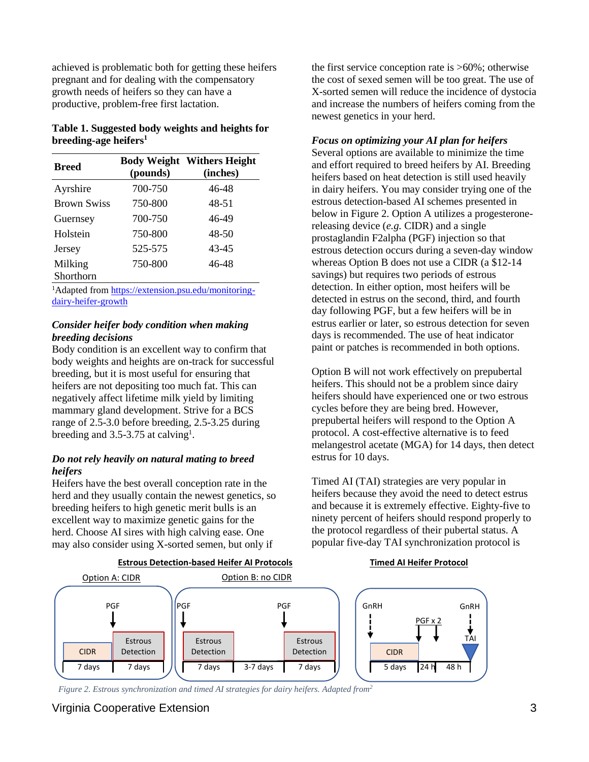achieved is problematic both for getting these heifers pregnant and for dealing with the compensatory growth needs of heifers so they can have a productive, problem-free first lactation.

**Table 1. Suggested body weights and heights for breeding-age heifers[1]**

| Breed | Body Weight (pounds) | Withers Height (inches) |
|---|---|---|
| Ayrshire | 700-750 | 46-48 |
| Brown Swiss | 750-800 | 48-51 |
| Guernsey | 700-750 | 46-49 |
| Holstein | 750-800 | 48-50 |
| Jersey | 525-575 | 43-45 |
| Milking Shorthorn | 750-800 | 46-48 |

[1]Adapted from https://extension.psu.edu/monitoring-dairy-heifer-growth

***Consider heifer body condition when making breeding decisions***

Body condition is an excellent way to confirm that body weights and heights are on-track for successful breeding, but it is most useful for ensuring that heifers are not depositing too much fat. This can negatively affect lifetime milk yield by limiting mammary gland development. Strive for a BCS range of 2.5-3.0 before breeding, 2.5-3.25 during breeding and 3.5-3.75 at calving[1].

***Do not rely heavily on natural mating to breed heifers***

Heifers have the best overall conception rate in the herd and they usually contain the newest genetics, so breeding heifers to high genetic merit bulls is an excellent way to maximize genetic gains for the herd. Choose AI sires with high calving ease. One may also consider using X-sorted semen, but only if the first service conception rate is >60%; otherwise the cost of sexed semen will be too great. The use of X-sorted semen will reduce the incidence of dystocia and increase the numbers of heifers coming from the newest genetics in your herd.

***Focus on optimizing your AI plan for heifers***

Several options are available to minimize the time and effort required to breed heifers by AI. Breeding heifers based on heat detection is still used heavily in dairy heifers. You may consider trying one of the estrous detection-based AI schemes presented in below in Figure 2. Option A utilizes a progesterone-releasing device (*e.g.* CIDR) and a single prostaglandin F2alpha (PGF) injection so that estrous detection occurs during a seven-day window whereas Option B does not use a CIDR (a $12-14 savings) but requires two periods of estrous detection. In either option, most heifers will be detected in estrus on the second, third, and fourth day following PGF, but a few heifers will be in estrus earlier or later, so estrous detection for seven days is recommended. The use of heat indicator paint or patches is recommended in both options.

Option B will not work effectively on prepubertal heifers. This should not be a problem since dairy heifers should have experienced one or two estrous cycles before they are being bred. However, prepubertal heifers will respond to the Option A protocol. A cost-effective alternative is to feed melangestrol acetate (MGA) for 14 days, then detect estrus for 10 days.

Timed AI (TAI) strategies are very popular in heifers because they avoid the need to detect estrus and because it is extremely effective. Eighty-five to ninety percent of heifers should respond properly to the protocol regardless of their pubertal status. A popular five-day TAI synchronization protocol is

Estrous Detection-based Heifer AI Protocols

Option A: CIDR
PGF
CIDR | Estrous Detection
7 days | 7 days

Option B: no CIDR
PGF | PGF
Estrous Detection | Estrous Detection
7 days | 3-7 days | 7 days

Timed AI Heifer Protocol
GnRH | PGF x 2 | GnRH
TAI
CIDR
5 days | 24 h | 48 h

*Figure 2. Estrous synchronization and timed AI strategies for dairy heifers. Adapted from[2]*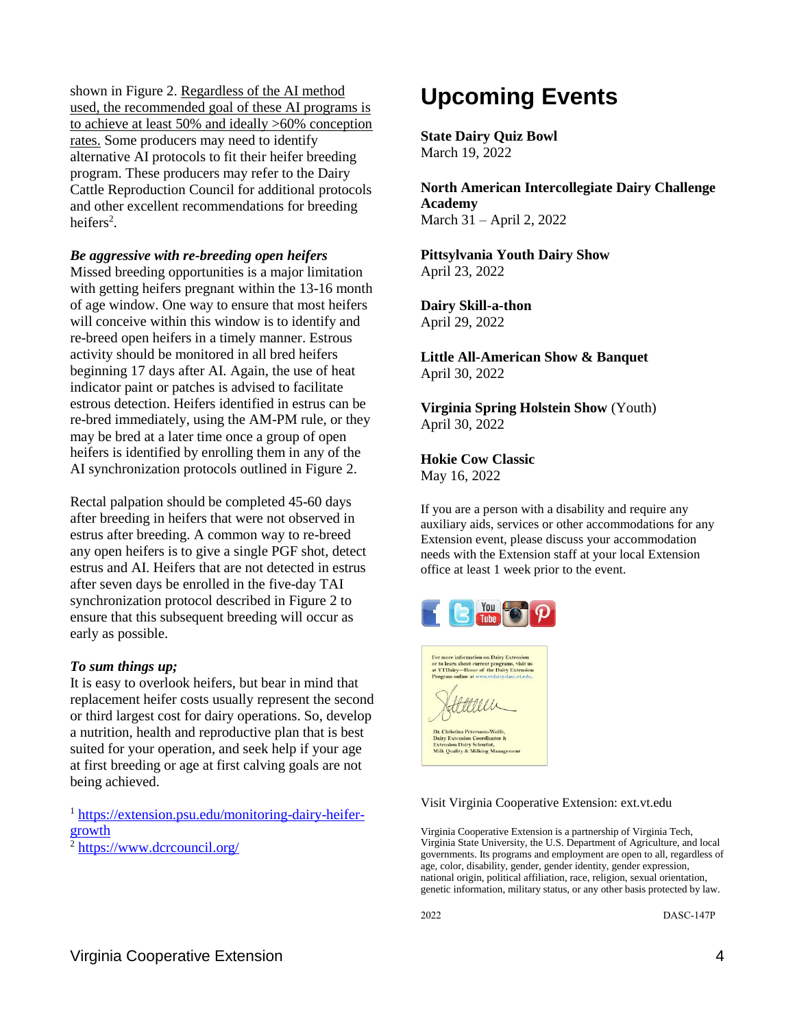shown in Figure 2. Regardless of the AI method used, the recommended goal of these AI programs is to achieve at least 50% and ideally >60% conception rates. Some producers may need to identify alternative AI protocols to fit their heifer breeding program. These producers may refer to the Dairy Cattle Reproduction Council for additional protocols and other excellent recommendations for breeding heifers[2].

***Be aggressive with re-breeding open heifers***

Missed breeding opportunities is a major limitation with getting heifers pregnant within the 13-16 month of age window. One way to ensure that most heifers will conceive within this window is to identify and re-breed open heifers in a timely manner. Estrous activity should be monitored in all bred heifers beginning 17 days after AI. Again, the use of heat indicator paint or patches is advised to facilitate estrous detection. Heifers identified in estrus can be re-bred immediately, using the AM-PM rule, or they may be bred at a later time once a group of open heifers is identified by enrolling them in any of the AI synchronization protocols outlined in Figure 2.

Rectal palpation should be completed 45-60 days after breeding in heifers that were not observed in estrus after breeding. A common way to re-breed any open heifers is to give a single PGF shot, detect estrus and AI. Heifers that are not detected in estrus after seven days be enrolled in the five-day TAI synchronization protocol described in Figure 2 to ensure that this subsequent breeding will occur as early as possible.

***To sum things up;***

It is easy to overlook heifers, but bear in mind that replacement heifer costs usually represent the second or third largest cost for dairy operations. So, develop a nutrition, health and reproductive plan that is best suited for your operation, and seek help if your age at first breeding or age at first calving goals are not being achieved.

[1] https://extension.psu.edu/monitoring-dairy-heifer-growth

[2] https://www.dcrcouncil.org/

# Upcoming Events

**State Dairy Quiz Bowl**
March 19, 2022

**North American Intercollegiate Dairy Challenge Academy**
March 31 – April 2, 2022

**Pittsylvania Youth Dairy Show**
April 23, 2022

**Dairy Skill-a-thon**
April 29, 2022

**Little All-American Show & Banquet**
April 30, 2022

**Virginia Spring Holstein Show** (Youth)
April 30, 2022

**Hokie Cow Classic**
May 16, 2022

If you are a person with a disability and require any auxiliary aids, services or other accommodations for any Extension event, please discuss your accommodation needs with the Extension staff at your local Extension office at least 1 week prior to the event.

For more information on Dairy Extension or to learn about current programs, visit us at VTDairy—Home of the Dairy Extension Program online at www.vtdairy.dasc.vt.edu.

Dr. Christina Petersson-Wolfe,
Dairy Extension Coordinator &
Extension Dairy Scientist,
Milk Quality & Milking Management

Visit Virginia Cooperative Extension: ext.vt.edu

Virginia Cooperative Extension is a partnership of Virginia Tech, Virginia State University, the U.S. Department of Agriculture, and local governments. Its programs and employment are open to all, regardless of age, color, disability, gender, gender identity, gender expression, national origin, political affiliation, race, religion, sexual orientation, genetic information, military status, or any other basis protected by law.

2022 DASC-147P